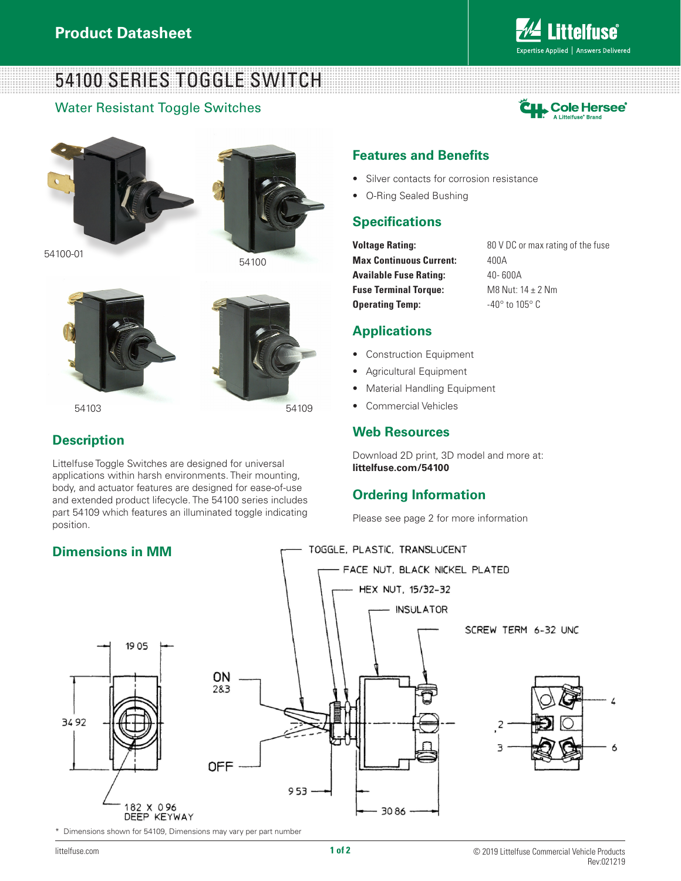Product Datasheet

# 54100 SERIES TOGGLE SWITCH

## Water Resistant Toggle Switches

54100-01

54100

54103

54109

## Description

Littelfuse Toggle Switches are designed for universal applications within harsh environments. Their mounting, body, and actuator features are designed for ease-of-use and extended product lifecycle. The 54100 series includes part 54109 which features an illuminated toggle indicating position.

## Features and Benefits

- Silver contacts for corrosion resistance
- O-Ring Sealed Bushing

## Specifications

| | |
|---|---|
| **Voltage Rating:** | 80 V DC or max rating of the fuse |
| **Max Continuous Current:** | 400A |
| **Available Fuse Rating:** | 40- 600A |
| **Fuse Terminal Torque:** | M8 Nut: 14 ± 2 Nm |
| **Operating Temp:** | -40° to 105° C |

## Applications

- Construction Equipment
- Agricultural Equipment
- Material Handling Equipment
- Commercial Vehicles

## Web Resources

Download 2D print, 3D model and more at:
**littelfuse.com/54100**

## Ordering Information

Please see page 2 for more information

## Dimensions in MM

TOGGLE, PLASTIC, TRANSLUCENT

FACE NUT, BLACK NICKEL PLATED

HEX NUT, 15/32-32

INSULATOR

SCREW TERM 6-32 UNC

19.05

34.92

ON 2&3

OFF

9.53

30.86

1.82 X 0.96 DEEP KEYWAY

2 3 4 6

\* Dimensions shown for 54109, Dimensions may vary per part number

littelfuse.com

© 2019 Littelfuse Commercial Vehicle Products
Rev:021219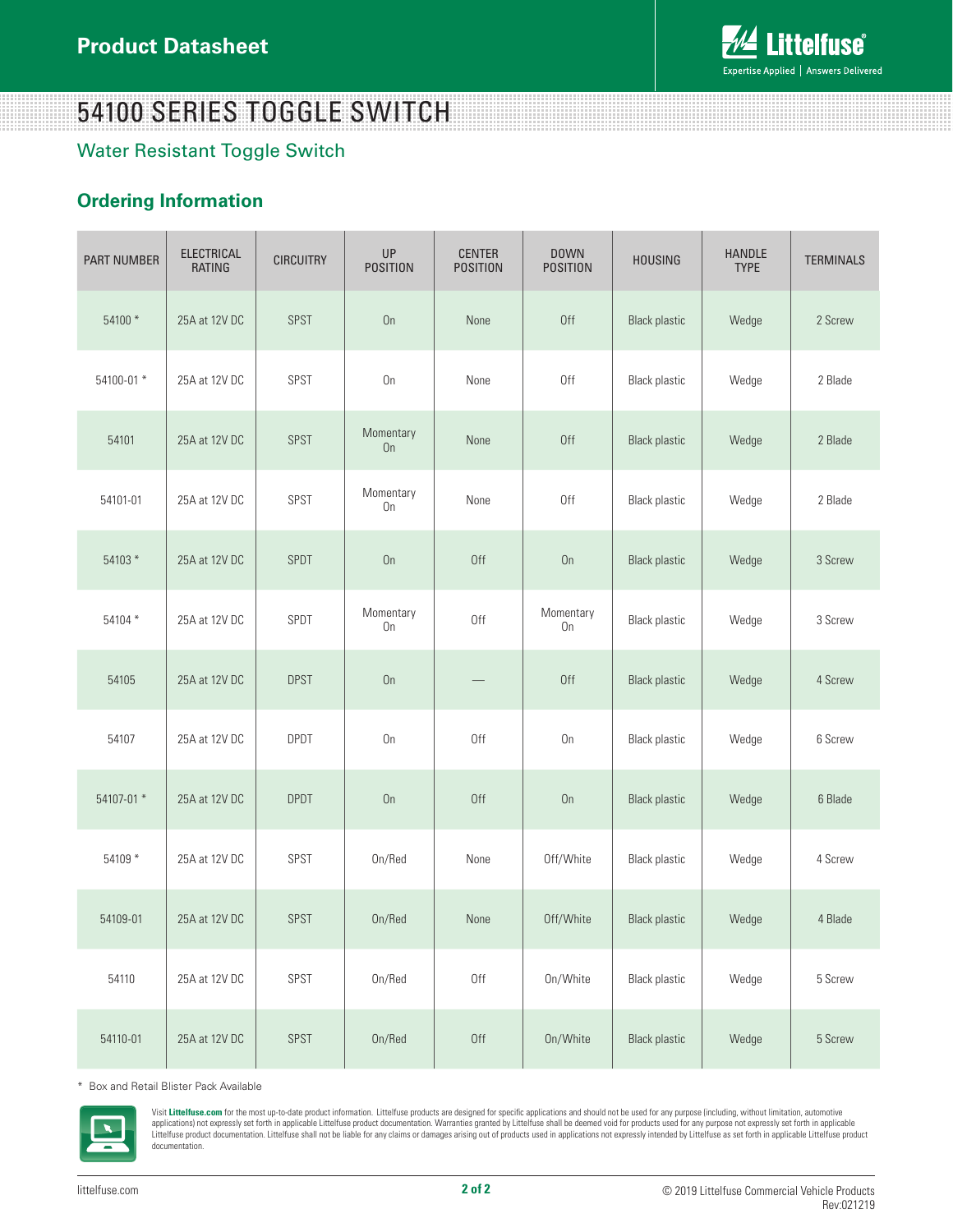# 54100 SERIES TOGGLE SWITCH

## Water Resistant Toggle Switch

## Ordering Information

| PART NUMBER | ELECTRICAL RATING | CIRCUITRY | UP POSITION | CENTER POSITION | DOWN POSITION | HOUSING | HANDLE TYPE | TERMINALS |
|---|---|---|---|---|---|---|---|---|
| 54100 * | 25A at 12V DC | SPST | On | None | Off | Black plastic | Wedge | 2 Screw |
| 54100-01 * | 25A at 12V DC | SPST | On | None | Off | Black plastic | Wedge | 2 Blade |
| 54101 | 25A at 12V DC | SPST | Momentary On | None | Off | Black plastic | Wedge | 2 Blade |
| 54101-01 | 25A at 12V DC | SPST | Momentary On | None | Off | Black plastic | Wedge | 2 Blade |
| 54103 * | 25A at 12V DC | SPDT | On | Off | On | Black plastic | Wedge | 3 Screw |
| 54104 * | 25A at 12V DC | SPDT | Momentary On | Off | Momentary On | Black plastic | Wedge | 3 Screw |
| 54105 | 25A at 12V DC | DPST | On | — | Off | Black plastic | Wedge | 4 Screw |
| 54107 | 25A at 12V DC | DPDT | On | Off | On | Black plastic | Wedge | 6 Screw |
| 54107-01 * | 25A at 12V DC | DPDT | On | Off | On | Black plastic | Wedge | 6 Blade |
| 54109 * | 25A at 12V DC | SPST | On/Red | None | Off/White | Black plastic | Wedge | 4 Screw |
| 54109-01 | 25A at 12V DC | SPST | On/Red | None | Off/White | Black plastic | Wedge | 4 Blade |
| 54110 | 25A at 12V DC | SPST | On/Red | Off | On/White | Black plastic | Wedge | 5 Screw |
| 54110-01 | 25A at 12V DC | SPST | On/Red | Off | On/White | Black plastic | Wedge | 5 Screw |

* Box and Retail Blister Pack Available

Visit **Littelfuse.com** for the most up-to-date product information. Littelfuse products are designed for specific applications and should not be used for any purpose (including, without limitation, automotive applications) not expressly set forth in applicable Littelfuse product documentation. Warranties granted by Littelfuse shall be deemed void for products used for any purpose not expressly set forth in applicable Littelfuse product documentation. Littelfuse shall not be liable for any claims or damages arising out of products used in applications not expressly intended by Littelfuse as set forth in applicable Littelfuse product documentation.

littelfuse.com

© 2019 Littelfuse Commercial Vehicle Products
Rev:021219